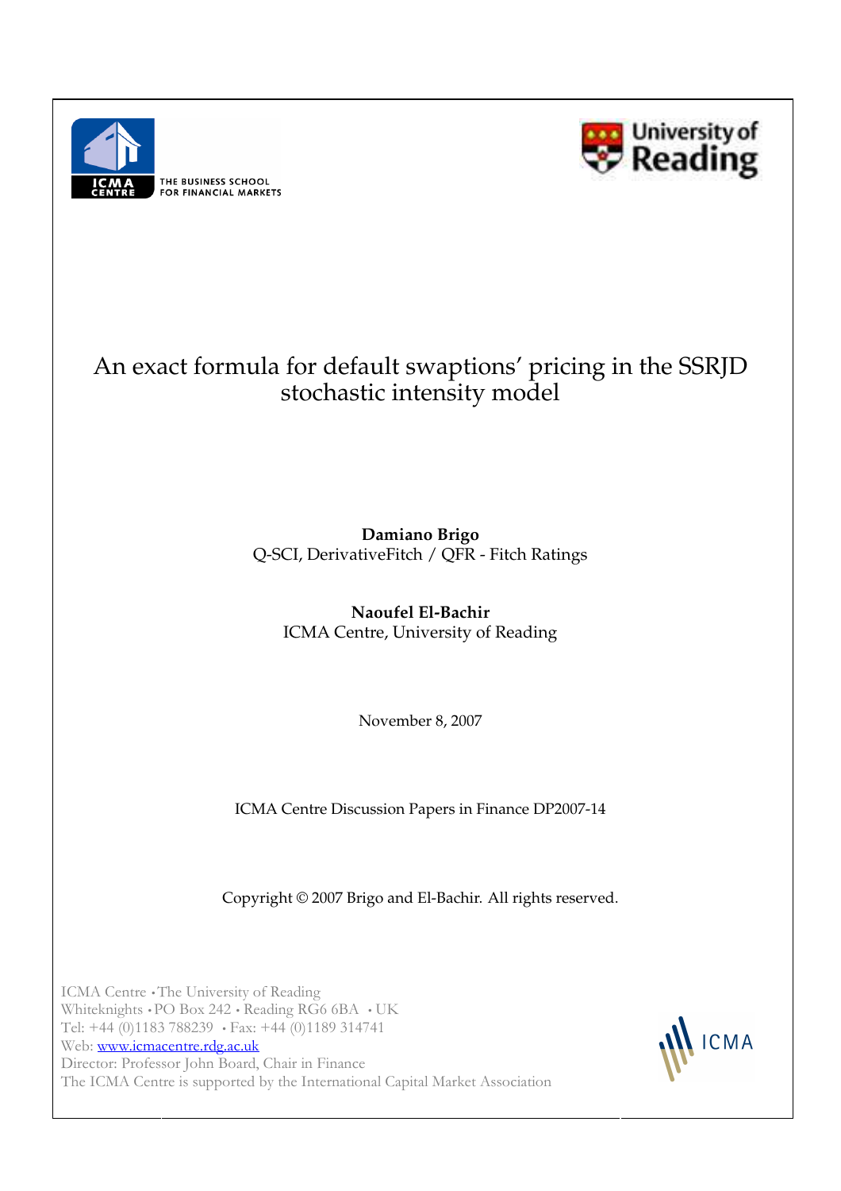THE BUSINESS SCHOOL FOR FINANCIAL MARKETS

# An exact formula for default swaptions' pricing in the SSRJD stochastic intensity model

**Damiano Brigo**
Q-SCI, DerivativeFitch / QFR - Fitch Ratings

**Naoufel El-Bachir**
ICMA Centre, University of Reading

November 8, 2007

ICMA Centre Discussion Papers in Finance DP2007-14

Copyright © 2007 Brigo and El-Bachir. All rights reserved.

ICMA Centre • The University of Reading
Whiteknights • PO Box 242 • Reading RG6 6BA • UK
Tel: +44 (0)1183 788239 • Fax: +44 (0)1189 314741
Web: www.icmacentre.rdg.ac.uk
Director: Professor John Board, Chair in Finance
The ICMA Centre is supported by the International Capital Market Association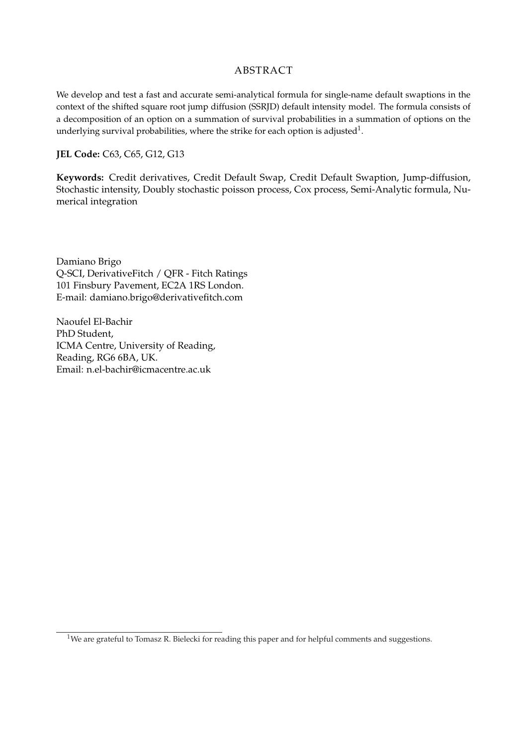# ABSTRACT

We develop and test a fast and accurate semi-analytical formula for single-name default swaptions in the context of the shifted square root jump diffusion (SSRJD) default intensity model. The formula consists of a decomposition of an option on a summation of survival probabilities in a summation of options on the underlying survival probabilities, where the strike for each option is adjusted[1].

**JEL Code:** C63, C65, G12, G13

**Keywords:** Credit derivatives, Credit Default Swap, Credit Default Swaption, Jump-diffusion, Stochastic intensity, Doubly stochastic poisson process, Cox process, Semi-Analytic formula, Numerical integration

Damiano Brigo
Q-SCI, DerivativeFitch / QFR - Fitch Ratings
101 Finsbury Pavement, EC2A 1RS London.
E-mail: damiano.brigo@derivativefitch.com

Naoufel El-Bachir
PhD Student,
ICMA Centre, University of Reading,
Reading, RG6 6BA, UK.
Email: n.el-bachir@icmacentre.ac.uk

[1] We are grateful to Tomasz R. Bielecki for reading this paper and for helpful comments and suggestions.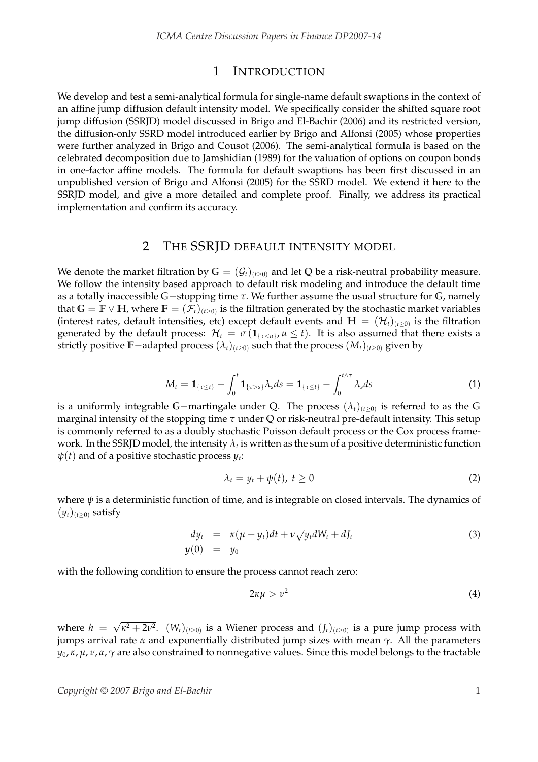# 1 Introduction

We develop and test a semi-analytical formula for single-name default swaptions in the context of an affine jump diffusion default intensity model. We specifically consider the shifted square root jump diffusion (SSRJD) model discussed in Brigo and El-Bachir (2006) and its restricted version, the diffusion-only SSRD model introduced earlier by Brigo and Alfonsi (2005) whose properties were further analyzed in Brigo and Cousot (2006). The semi-analytical formula is based on the celebrated decomposition due to Jamshidian (1989) for the valuation of options on coupon bonds in one-factor affine models. The formula for default swaptions has been first discussed in an unpublished version of Brigo and Alfonsi (2005) for the SSRD model. We extend it here to the SSRJD model, and give a more detailed and complete proof. Finally, we address its practical implementation and confirm its accuracy.

# 2 The SSRJD default intensity model

We denote the market filtration by $\mathbb{G} = (\mathcal{G}_t)_{(t\geq 0)}$ and let $\mathbb{Q}$ be a risk-neutral probability measure. We follow the intensity based approach to default risk modeling and introduce the default time as a totally inaccessible $\mathbb{G}-$stopping time $\tau$. We further assume the usual structure for $\mathbb{G}$, namely that $\mathbb{G} = \mathbb{F} \vee \mathbb{H}$, where $\mathbb{F} = (\mathcal{F}_t)_{(t\geq 0)}$ is the filtration generated by the stochastic market variables (interest rates, default intensities, etc) except default events and $\mathbb{H} = (\mathcal{H}_t)_{(t\geq 0)}$ is the filtration generated by the default process: $\mathcal{H}_t = \sigma(\mathbf{1}_{\{\tau<u\}}, u \leq t)$. It is also assumed that there exists a strictly positive $\mathbb{F}-$adapted process $(\lambda_t)_{(t\geq 0)}$ such that the process $(M_t)_{(t\geq 0)}$ given by

$$M_t = \mathbf{1}_{\{\tau\leq t\}} - \int_0^t \mathbf{1}_{\{\tau>s\}}\lambda_s ds = \mathbf{1}_{\{\tau\leq t\}} - \int_0^{t\wedge\tau} \lambda_s ds \tag{1}$$

is a uniformly integrable $\mathbb{G}-$martingale under $\mathbb{Q}$. The process $(\lambda_t)_{(t\geq 0)}$ is referred to as the $\mathbb{G}$ marginal intensity of the stopping time $\tau$ under $\mathbb{Q}$ or risk-neutral pre-default intensity. This setup is commonly referred to as a doubly stochastic Poisson default process or the Cox process framework. In the SSRJD model, the intensity $\lambda_t$ is written as the sum of a positive deterministic function $\psi(t)$ and of a positive stochastic process $y_t$:

$$\lambda_t = y_t + \psi(t),\ t \geq 0 \tag{2}$$

where $\psi$ is a deterministic function of time, and is integrable on closed intervals. The dynamics of $(y_t)_{(t\geq 0)}$ satisfy

$$\begin{aligned} dy_t &= \kappa(\mu - y_t)dt + \nu\sqrt{y_t}dW_t + dJ_t \\ y(0) &= y_0 \end{aligned} \tag{3}$$

with the following condition to ensure the process cannot reach zero:

$$2\kappa\mu > \nu^2 \tag{4}$$

where $h = \sqrt{\kappa^2 + 2\nu^2}$. $(W_t)_{(t\geq 0)}$ is a Wiener process and $(J_t)_{(t\geq 0)}$ is a pure jump process with jumps arrival rate $\alpha$ and exponentially distributed jump sizes with mean $\gamma$. All the parameters $y_0, \kappa, \mu, \nu, \alpha, \gamma$ are also constrained to nonnegative values. Since this model belongs to the tractable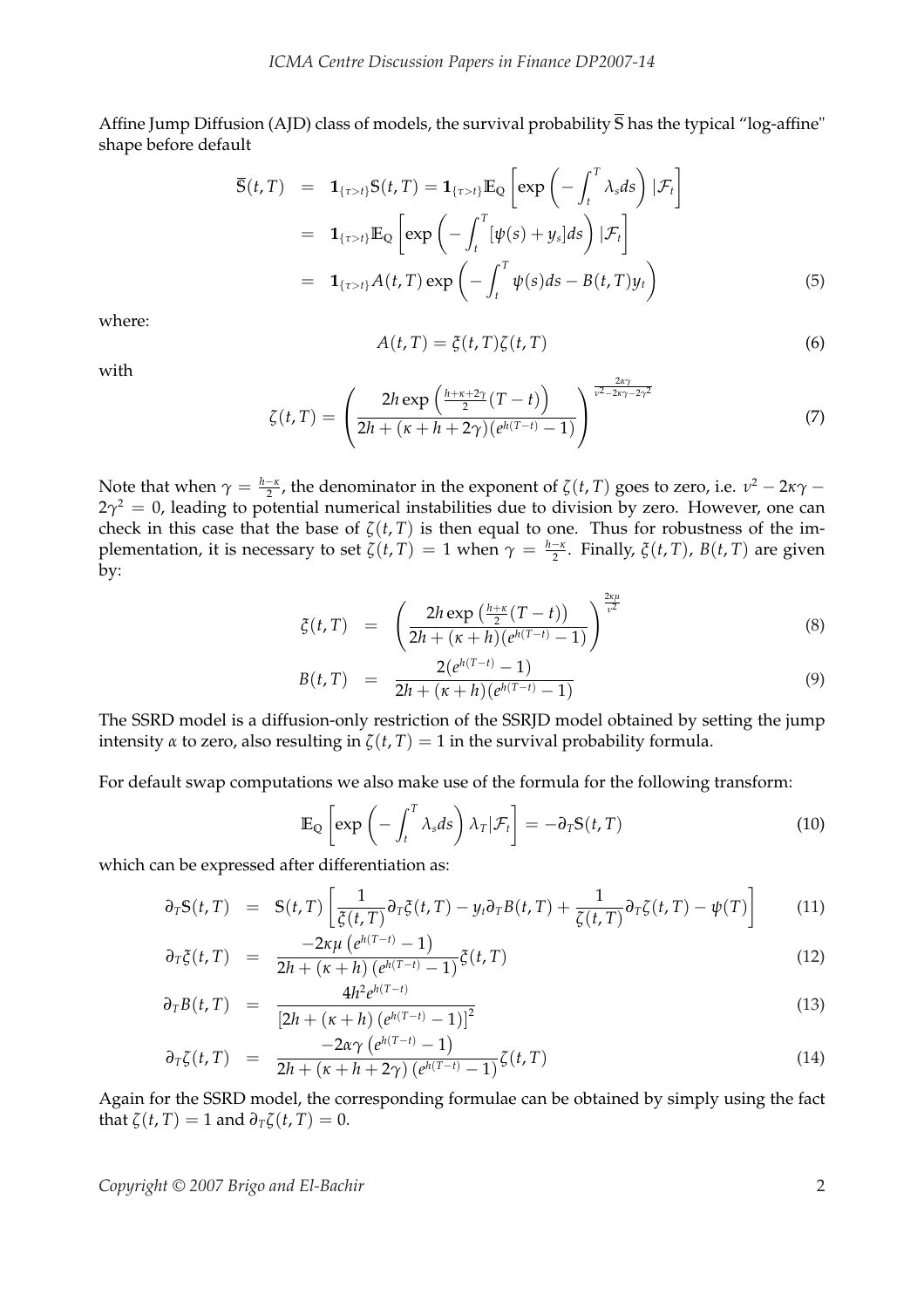Affine Jump Diffusion (AJD) class of models, the survival probability $\overline{\mathbb{S}}$ has the typical "log-affine" shape before default

$$
\begin{aligned}
\overline{\mathbb{S}}(t,T) &= \mathbf{1}_{\{\tau>t\}}\mathbb{S}(t,T) = \mathbf{1}_{\{\tau>t\}}\mathbb{E}_{\mathbb{Q}}\left[\exp\left(-\int_t^T \lambda_s ds\right)|\mathcal{F}_t\right] \\
&= \mathbf{1}_{\{\tau>t\}}\mathbb{E}_{\mathbb{Q}}\left[\exp\left(-\int_t^T [\psi(s)+y_s]ds\right)|\mathcal{F}_t\right] \\
&= \mathbf{1}_{\{\tau>t\}}A(t,T)\exp\left(-\int_t^T \psi(s)ds - B(t,T)y_t\right)
\end{aligned} \tag{5}
$$

where:

$$
A(t,T) = \xi(t,T)\zeta(t,T) \tag{6}
$$

with

$$
\zeta(t,T) = \left(\frac{2h\exp\left(\frac{h+\kappa+2\gamma}{2}(T-t)\right)}{2h+(\kappa+h+2\gamma)(e^{h(T-t)}-1)}\right)^{\frac{2\alpha\gamma}{\nu^2-2\kappa\gamma-2\gamma^2}} \tag{7}
$$

Note that when $\gamma = \frac{h-\kappa}{2}$, the denominator in the exponent of $\zeta(t,T)$ goes to zero, i.e. $\nu^2-2\kappa\gamma-2\gamma^2 = 0$, leading to potential numerical instabilities due to division by zero. However, one can check in this case that the base of $\zeta(t,T)$ is then equal to one. Thus for robustness of the implementation, it is necessary to set $\zeta(t,T)=1$ when $\gamma = \frac{h-\kappa}{2}$. Finally, $\xi(t,T)$, $B(t,T)$ are given by:

$$
\xi(t,T) = \left(\frac{2h\exp\left(\frac{h+\kappa}{2}(T-t)\right)}{2h+(\kappa+h)(e^{h(T-t)}-1)}\right)^{\frac{2\kappa\mu}{\nu^2}} \tag{8}
$$

$$
B(t,T) = \frac{2(e^{h(T-t)}-1)}{2h+(\kappa+h)(e^{h(T-t)}-1)} \tag{9}
$$

The SSRD model is a diffusion-only restriction of the SSRJD model obtained by setting the jump intensity $\alpha$ to zero, also resulting in $\zeta(t,T)=1$ in the survival probability formula.

For default swap computations we also make use of the formula for the following transform:

$$
\mathbb{E}_{\mathbb{Q}}\left[\exp\left(-\int_t^T \lambda_s ds\right)\lambda_T|\mathcal{F}_t\right] = -\partial_T\mathbb{S}(t,T) \tag{10}
$$

which can be expressed after differentiation as:

$$
\partial_T\mathbb{S}(t,T) = \mathbb{S}(t,T)\left[\frac{1}{\xi(t,T)}\partial_T\xi(t,T) - y_t\partial_T B(t,T) + \frac{1}{\zeta(t,T)}\partial_T\zeta(t,T) - \psi(T)\right] \tag{11}
$$

$$
\partial_T\xi(t,T) = \frac{-2\kappa\mu\left(e^{h(T-t)}-1\right)}{2h+(\kappa+h)\left(e^{h(T-t)}-1\right)}\xi(t,T) \tag{12}
$$

$$
\partial_T B(t,T) = \frac{4h^2e^{h(T-t)}}{\left[2h+(\kappa+h)\left(e^{h(T-t)}-1\right)\right]^2} \tag{13}
$$

$$
\partial_T\zeta(t,T) = \frac{-2\alpha\gamma\left(e^{h(T-t)}-1\right)}{2h+(\kappa+h+2\gamma)\left(e^{h(T-t)}-1\right)}\zeta(t,T) \tag{14}
$$

Again for the SSRD model, the corresponding formulae can be obtained by simply using the fact that $\zeta(t,T)=1$ and $\partial_T\zeta(t,T)=0$.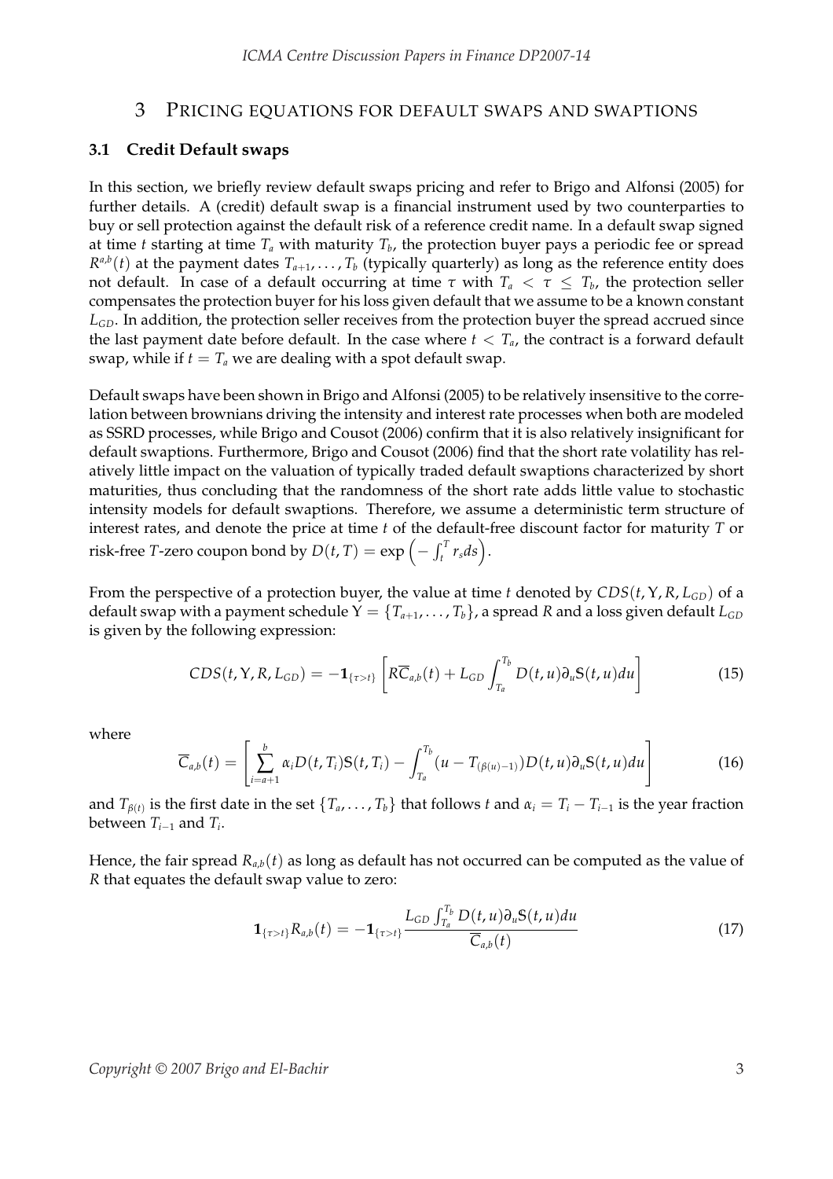## 3 Pricing equations for default swaps and swaptions

### 3.1 Credit Default swaps

In this section, we briefly review default swaps pricing and refer to Brigo and Alfonsi (2005) for further details. A (credit) default swap is a financial instrument used by two counterparties to buy or sell protection against the default risk of a reference credit name. In a default swap signed at time $t$ starting at time $T_a$ with maturity $T_b$, the protection buyer pays a periodic fee or spread $R^{a,b}(t)$ at the payment dates $T_{a+1}, \ldots, T_b$ (typically quarterly) as long as the reference entity does not default. In case of a default occurring at time $\tau$ with $T_a < \tau \leq T_b$, the protection seller compensates the protection buyer for his loss given default that we assume to be a known constant $L_{GD}$. In addition, the protection seller receives from the protection buyer the spread accrued since the last payment date before default. In the case where $t < T_a$, the contract is a forward default swap, while if $t = T_a$ we are dealing with a spot default swap.

Default swaps have been shown in Brigo and Alfonsi (2005) to be relatively insensitive to the correlation between brownians driving the intensity and interest rate processes when both are modeled as SSRD processes, while Brigo and Cousot (2006) confirm that it is also relatively insignificant for default swaptions. Furthermore, Brigo and Cousot (2006) find that the short rate volatility has relatively little impact on the valuation of typically traded default swaptions characterized by short maturities, thus concluding that the randomness of the short rate adds little value to stochastic intensity models for default swaptions. Therefore, we assume a deterministic term structure of interest rates, and denote the price at time $t$ of the default-free discount factor for maturity $T$ or risk-free $T$-zero coupon bond by $D(t,T) = \exp\left(-\int_t^T r_s ds\right)$.

From the perspective of a protection buyer, the value at time $t$ denoted by $CDS(t, \Upsilon, R, L_{GD})$ of a default swap with a payment schedule $\Upsilon = \{T_{a+1}, \ldots, T_b\}$, a spread $R$ and a loss given default $L_{GD}$ is given by the following expression:

$$CDS(t, \Upsilon, R, L_{GD}) = -\mathbf{1}_{\{\tau > t\}} \left[ R\overline{C}_{a,b}(t) + L_{GD} \int_{T_a}^{T_b} D(t,u) \partial_u \mathbb{S}(t,u) du \right] \tag{15}$$

where

$$\overline{C}_{a,b}(t) = \left[ \sum_{i=a+1}^{b} \alpha_i D(t, T_i) \mathbb{S}(t, T_i) - \int_{T_a}^{T_b} (u - T_{(\beta(u)-1)}) D(t,u) \partial_u \mathbb{S}(t,u) du \right] \tag{16}$$

and $T_{\beta(t)}$ is the first date in the set $\{T_a, \ldots, T_b\}$ that follows $t$ and $\alpha_i = T_i - T_{i-1}$ is the year fraction between $T_{i-1}$ and $T_i$.

Hence, the fair spread $R_{a,b}(t)$ as long as default has not occurred can be computed as the value of $R$ that equates the default swap value to zero:

$$\mathbf{1}_{\{\tau > t\}} R_{a,b}(t) = -\mathbf{1}_{\{\tau > t\}} \frac{L_{GD} \int_{T_a}^{T_b} D(t,u) \partial_u \mathbb{S}(t,u) du}{\overline{C}_{a,b}(t)} \tag{17}$$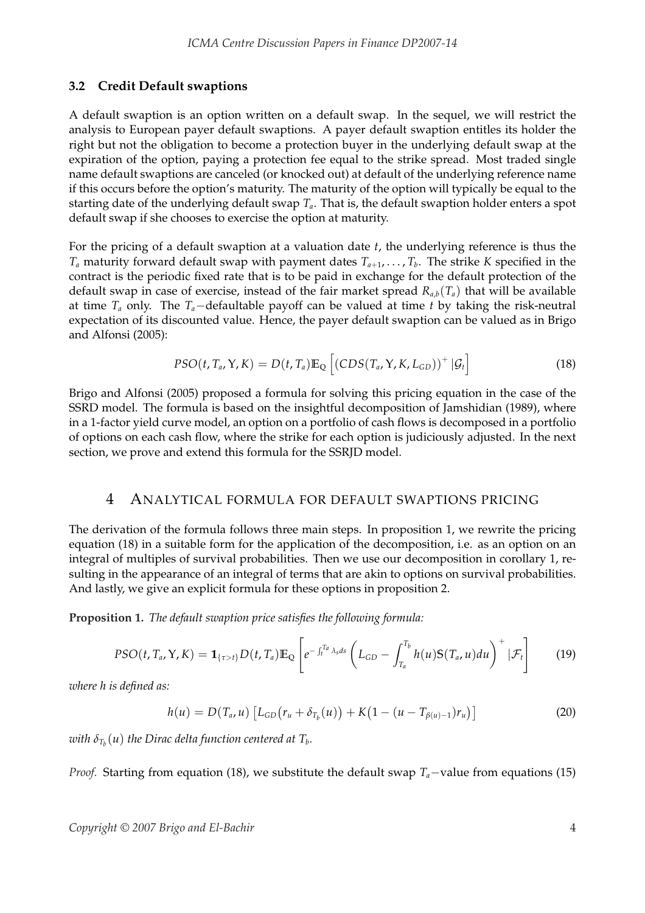### 3.2 Credit Default swaptions

A default swaption is an option written on a default swap. In the sequel, we will restrict the analysis to European payer default swaptions. A payer default swaption entitles its holder the right but not the obligation to become a protection buyer in the underlying default swap at the expiration of the option, paying a protection fee equal to the strike spread. Most traded single name default swaptions are canceled (or knocked out) at default of the underlying reference name if this occurs before the option's maturity. The maturity of the option will typically be equal to the starting date of the underlying default swap $T_a$. That is, the default swaption holder enters a spot default swap if she chooses to exercise the option at maturity.

For the pricing of a default swaption at a valuation date $t$, the underlying reference is thus the $T_a$ maturity forward default swap with payment dates $T_{a+1}, \dots, T_b$. The strike $K$ specified in the contract is the periodic fixed rate that is to be paid in exchange for the default protection of the default swap in case of exercise, instead of the fair market spread $R_{a,b}(T_a)$ that will be available at time $T_a$ only. The $T_a-$defaultable payoff can be valued at time $t$ by taking the risk-neutral expectation of its discounted value. Hence, the payer default swaption can be valued as in Brigo and Alfonsi (2005):

$$PSO(t, T_a, \Upsilon, K) = D(t, T_a)\mathbb{E}_{\mathbb{Q}}\left[\left(CDS(T_a, \Upsilon, K, L_{GD})\right)^+ |\mathcal{G}_t\right] \tag{18}$$

Brigo and Alfonsi (2005) proposed a formula for solving this pricing equation in the case of the SSRD model. The formula is based on the insightful decomposition of Jamshidian (1989), where in a 1-factor yield curve model, an option on a portfolio of cash flows is decomposed in a portfolio of options on each cash flow, where the strike for each option is judiciously adjusted. In the next section, we prove and extend this formula for the SSRJD model.

## 4 Analytical formula for default swaptions pricing

The derivation of the formula follows three main steps. In proposition 1, we rewrite the pricing equation (18) in a suitable form for the application of the decomposition, i.e. as an option on an integral of multiples of survival probabilities. Then we use our decomposition in corollary 1, resulting in the appearance of an integral of terms that are akin to options on survival probabilities. And lastly, we give an explicit formula for these options in proposition 2.

**Proposition 1.** *The default swaption price satisfies the following formula:*

$$PSO(t, T_a, \Upsilon, K) = \mathbf{1}_{\{\tau > t\}} D(t, T_a)\mathbb{E}_{\mathbb{Q}}\left[e^{-\int_t^{T_a}\lambda_s ds}\left(L_{GD} - \int_{T_a}^{T_b} h(u)\mathbb{S}(T_a, u)du\right)^+ |\mathcal{F}_t\right] \tag{19}$$

*where h is defined as:*

$$h(u) = D(T_a, u)\left[L_{GD}\left(r_u + \delta_{T_b}(u)\right) + K\left(1 - (u - T_{\beta(u)-1})r_u\right)\right] \tag{20}$$

*with $\delta_{T_b}(u)$ the Dirac delta function centered at $T_b$.*

*Proof.* Starting from equation (18), we substitute the default swap $T_a-$value from equations (15)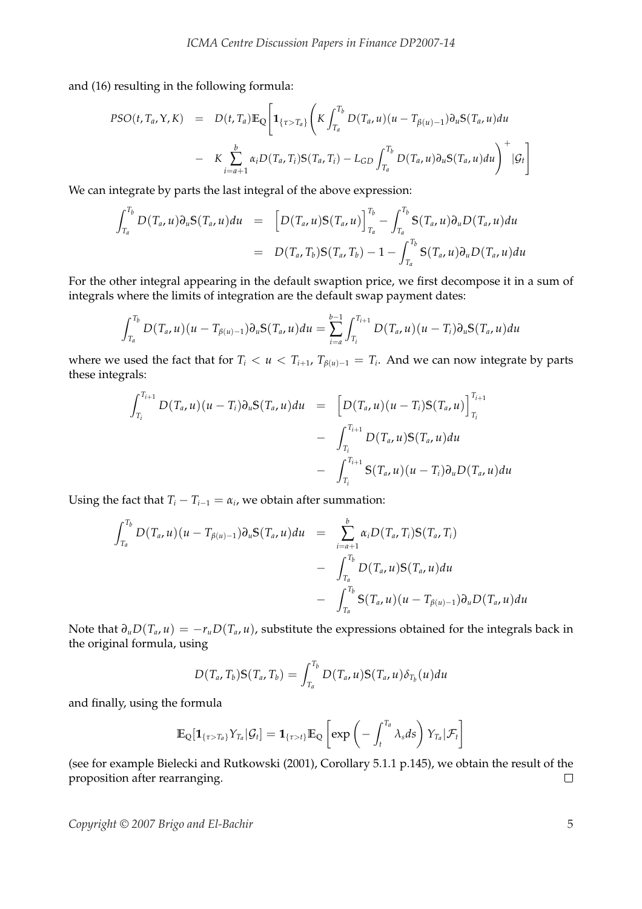and (16) resulting in the following formula:

$$
\begin{aligned}
PSO(t, T_a, Y, K) &= D(t, T_a)\mathbb{E}_{\mathbb{Q}}\Bigg[\mathbf{1}_{\{\tau > T_a\}}\Bigg(K\int_{T_a}^{T_b} D(T_a, u)(u - T_{\beta(u)-1})\partial_u \mathbb{S}(T_a, u)du \\
&- K\sum_{i=a+1}^{b} \alpha_i D(T_a, T_i)\mathbb{S}(T_a, T_i) - L_{GD}\int_{T_a}^{T_b} D(T_a, u)\partial_u \mathbb{S}(T_a, u)du\Bigg)^+ |\mathcal{G}_t\Bigg]
\end{aligned}
$$

We can integrate by parts the last integral of the above expression:

$$
\begin{aligned}
\int_{T_a}^{T_b} D(T_a, u)\partial_u \mathbb{S}(T_a, u)du &= \Big[D(T_a, u)\mathbb{S}(T_a, u)\Big]_{T_a}^{T_b} - \int_{T_a}^{T_b} \mathbb{S}(T_a, u)\partial_u D(T_a, u)du \\
&= D(T_a, T_b)\mathbb{S}(T_a, T_b) - 1 - \int_{T_a}^{T_b} \mathbb{S}(T_a, u)\partial_u D(T_a, u)du
\end{aligned}
$$

For the other integral appearing in the default swaption price, we first decompose it in a sum of integrals where the limits of integration are the default swap payment dates:

$$
\int_{T_a}^{T_b} D(T_a, u)(u - T_{\beta(u)-1})\partial_u \mathbb{S}(T_a, u)du = \sum_{i=a}^{b-1}\int_{T_i}^{T_{i+1}} D(T_a, u)(u - T_i)\partial_u \mathbb{S}(T_a, u)du
$$

where we used the fact that for $T_i < u < T_{i+1}$, $T_{\beta(u)-1} = T_i$. And we can now integrate by parts these integrals:

$$
\begin{aligned}
\int_{T_i}^{T_{i+1}} D(T_a, u)(u - T_i)\partial_u \mathbb{S}(T_a, u)du &= \Big[D(T_a, u)(u - T_i)\mathbb{S}(T_a, u)\Big]_{T_i}^{T_{i+1}} \\
&- \int_{T_i}^{T_{i+1}} D(T_a, u)\mathbb{S}(T_a, u)du \\
&- \int_{T_i}^{T_{i+1}} \mathbb{S}(T_a, u)(u - T_i)\partial_u D(T_a, u)du
\end{aligned}
$$

Using the fact that $T_i - T_{i-1} = \alpha_i$, we obtain after summation:

$$
\begin{aligned}
\int_{T_a}^{T_b} D(T_a, u)(u - T_{\beta(u)-1})\partial_u \mathbb{S}(T_a, u)du &= \sum_{i=a+1}^{b} \alpha_i D(T_a, T_i)\mathbb{S}(T_a, T_i) \\
&- \int_{T_a}^{T_b} D(T_a, u)\mathbb{S}(T_a, u)du \\
&- \int_{T_a}^{T_b} \mathbb{S}(T_a, u)(u - T_{\beta(u)-1})\partial_u D(T_a, u)du
\end{aligned}
$$

Note that $\partial_u D(T_a, u) = -r_u D(T_a, u)$, substitute the expressions obtained for the integrals back in the original formula, using

$$
D(T_a, T_b)\mathbb{S}(T_a, T_b) = \int_{T_a}^{T_b} D(T_a, u)\mathbb{S}(T_a, u)\delta_{T_b}(u)du
$$

and finally, using the formula

$$
\mathbb{E}_{\mathbb{Q}}[\mathbf{1}_{\{\tau > T_a\}} Y_{T_a}|\mathcal{G}_t] = \mathbf{1}_{\{\tau > t\}}\mathbb{E}_{\mathbb{Q}}\left[\exp\left(-\int_t^{T_a}\lambda_s ds\right) Y_{T_a}|\mathcal{F}_t\right]
$$

(see for example Bielecki and Rutkowski (2001), Corollary 5.1.1 p.145), we obtain the result of the proposition after rearranging. $\square$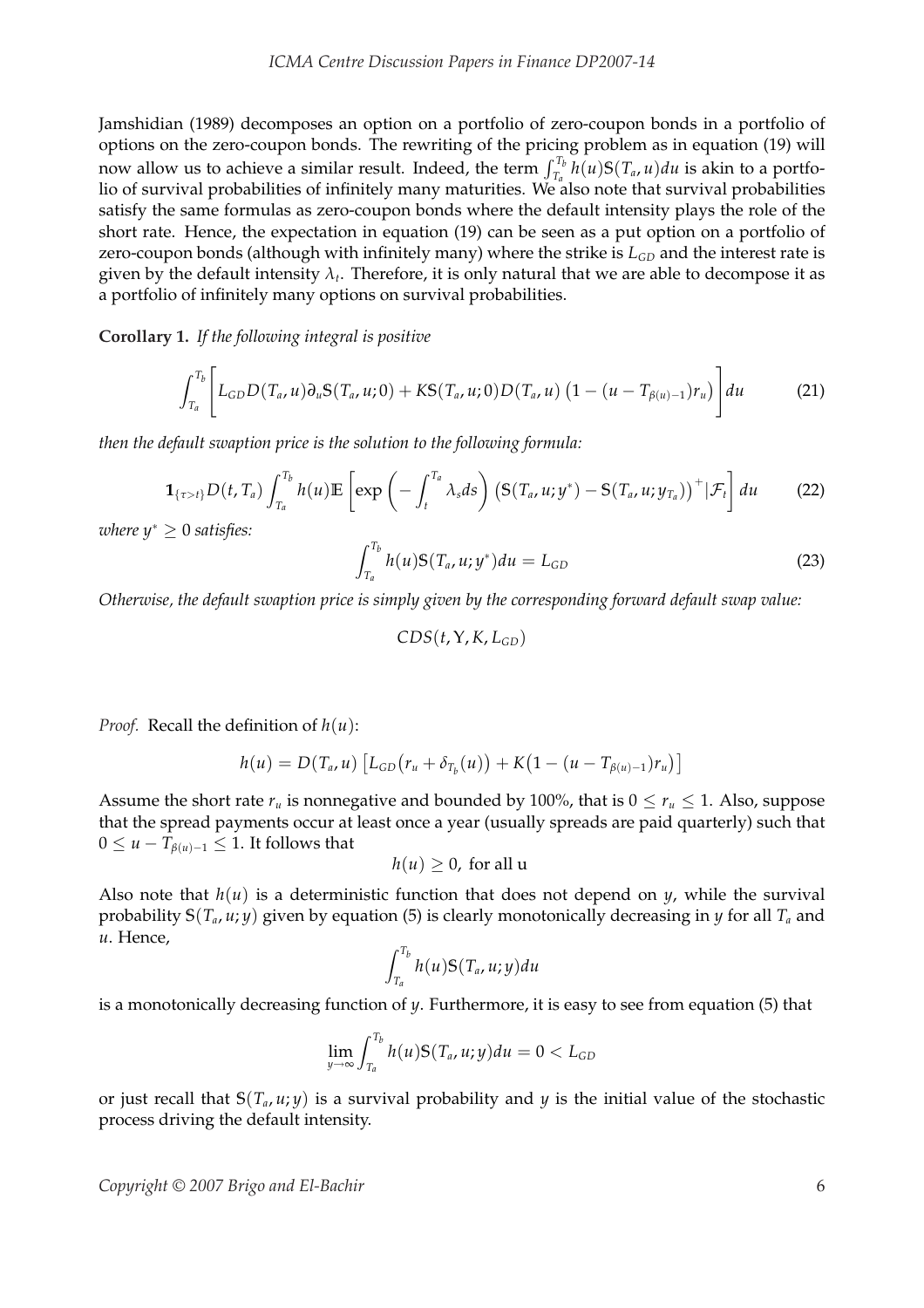Jamshidian (1989) decomposes an option on a portfolio of zero-coupon bonds in a portfolio of options on the zero-coupon bonds. The rewriting of the pricing problem as in equation (19) will now allow us to achieve a similar result. Indeed, the term $\int_{T_a}^{T_b} h(u)\mathbb{S}(T_a, u)du$ is akin to a portfolio of survival probabilities of infinitely many maturities. We also note that survival probabilities satisfy the same formulas as zero-coupon bonds where the default intensity plays the role of the short rate. Hence, the expectation in equation (19) can be seen as a put option on a portfolio of zero-coupon bonds (although with infinitely many) where the strike is $L_{GD}$ and the interest rate is given by the default intensity $\lambda_t$. Therefore, it is only natural that we are able to decompose it as a portfolio of infinitely many options on survival probabilities.

**Corollary 1.** *If the following integral is positive*

$$\int_{T_a}^{T_b} \left[ L_{GD} D(T_a, u) \partial_u \mathbb{S}(T_a, u; 0) + K\mathbb{S}(T_a, u; 0) D(T_a, u) \left(1 - (u - T_{\beta(u)-1}) r_u\right) \right] du \tag{21}$$

*then the default swaption price is the solution to the following formula:*

$$\mathbf{1}_{\{\tau > t\}} D(t, T_a) \int_{T_a}^{T_b} h(u) \mathbb{E}\left[ \exp\left( -\int_t^{T_a} \lambda_s ds \right) \left( \mathbb{S}(T_a, u; y^*) - \mathbb{S}(T_a, u; y_{T_a}) \right)^+ | \mathcal{F}_t \right] du \tag{22}$$

*where $y^* \geq 0$ satisfies:*

$$\int_{T_a}^{T_b} h(u) \mathbb{S}(T_a, u; y^*) du = L_{GD} \tag{23}$$

*Otherwise, the default swaption price is simply given by the corresponding forward default swap value:*

$$CDS(t, Y, K, L_{GD})$$

*Proof.* Recall the definition of $h(u)$:

$$h(u) = D(T_a, u) \left[ L_{GD}\left(r_u + \delta_{T_b}(u)\right) + K\left(1 - (u - T_{\beta(u)-1}) r_u\right) \right]$$

Assume the short rate $r_u$ is nonnegative and bounded by 100%, that is $0 \leq r_u \leq 1$. Also, suppose that the spread payments occur at least once a year (usually spreads are paid quarterly) such that $0 \leq u - T_{\beta(u)-1} \leq 1$. It follows that

$$h(u) \geq 0, \text{ for all u}$$

Also note that $h(u)$ is a deterministic function that does not depend on $y$, while the survival probability $\mathbb{S}(T_a, u; y)$ given by equation (5) is clearly monotonically decreasing in $y$ for all $T_a$ and $u$. Hence,

$$\int_{T_a}^{T_b} h(u) \mathbb{S}(T_a, u; y) du$$

is a monotonically decreasing function of $y$. Furthermore, it is easy to see from equation (5) that

$$\lim_{y \to \infty} \int_{T_a}^{T_b} h(u) \mathbb{S}(T_a, u; y) du = 0 < L_{GD}$$

or just recall that $\mathbb{S}(T_a, u; y)$ is a survival probability and $y$ is the initial value of the stochastic process driving the default intensity.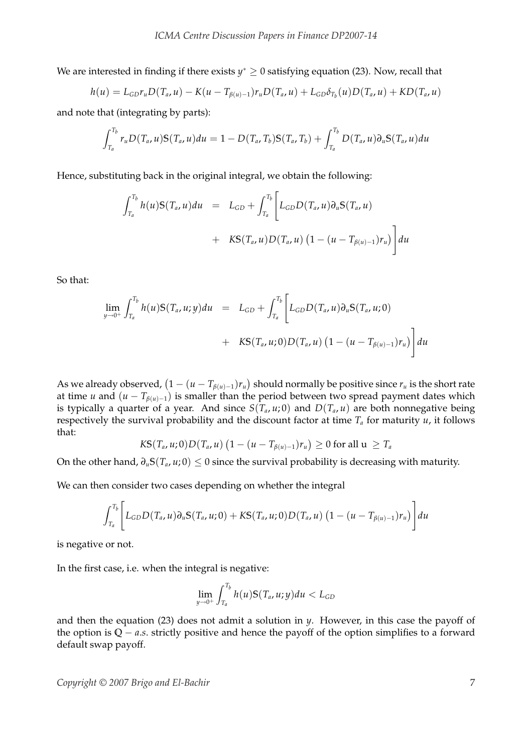We are interested in finding if there exists $y^* \geq 0$ satisfying equation (23). Now, recall that

$$h(u) = L_{GD} r_u D(T_a, u) - K(u - T_{\beta(u)-1}) r_u D(T_a, u) + L_{GD} \delta_{T_b}(u) D(T_a, u) + K D(T_a, u)$$

and note that (integrating by parts):

$$\int_{T_a}^{T_b} r_u D(T_a, u) \mathbb{S}(T_a, u) du = 1 - D(T_a, T_b) \mathbb{S}(T_a, T_b) + \int_{T_a}^{T_b} D(T_a, u) \partial_u \mathbb{S}(T_a, u) du$$

Hence, substituting back in the original integral, we obtain the following:

$$\begin{aligned}
\int_{T_a}^{T_b} h(u) \mathbb{S}(T_a, u) du &= L_{GD} + \int_{T_a}^{T_b} \Bigg[ L_{GD} D(T_a, u) \partial_u \mathbb{S}(T_a, u) \\
&\quad + K \mathbb{S}(T_a, u) D(T_a, u) \left(1 - (u - T_{\beta(u)-1}) r_u\right) \Bigg] du
\end{aligned}$$

So that:

$$\begin{aligned}
\lim_{y \to 0^+} \int_{T_a}^{T_b} h(u) \mathbb{S}(T_a, u; y) du &= L_{GD} + \int_{T_a}^{T_b} \Bigg[ L_{GD} D(T_a, u) \partial_u \mathbb{S}(T_a, u; 0) \\
&\quad + K \mathbb{S}(T_a, u; 0) D(T_a, u) \left(1 - (u - T_{\beta(u)-1}) r_u\right) \Bigg] du
\end{aligned}$$

As we already observed, $\left(1 - (u - T_{\beta(u)-1}) r_u\right)$ should normally be positive since $r_u$ is the short rate at time $u$ and $(u - T_{\beta(u)-1})$ is smaller than the period between two spread payment dates which is typically a quarter of a year. And since $S(T_a, u; 0)$ and $D(T_a, u)$ are both nonnegative being respectively the survival probability and the discount factor at time $T_a$ for maturity $u$, it follows that:

$$K \mathbb{S}(T_a, u; 0) D(T_a, u) \left(1 - (u - T_{\beta(u)-1}) r_u\right) \geq 0 \text{ for all u } \geq T_a$$

On the other hand, $\partial_u \mathbb{S}(T_a, u; 0) \leq 0$ since the survival probability is decreasing with maturity.

We can then consider two cases depending on whether the integral

$$\int_{T_a}^{T_b} \Bigg[ L_{GD} D(T_a, u) \partial_u \mathbb{S}(T_a, u; 0) + K \mathbb{S}(T_a, u; 0) D(T_a, u) \left(1 - (u - T_{\beta(u)-1}) r_u\right) \Bigg] du$$

is negative or not.

In the first case, i.e. when the integral is negative:

$$\lim_{y \to 0^+} \int_{T_a}^{T_b} h(u) \mathbb{S}(T_a, u; y) du < L_{GD}$$

and then the equation (23) does not admit a solution in $y$. However, in this case the payoff of the option is $\mathbb{Q} - a.s.$ strictly positive and hence the payoff of the option simplifies to a forward default swap payoff.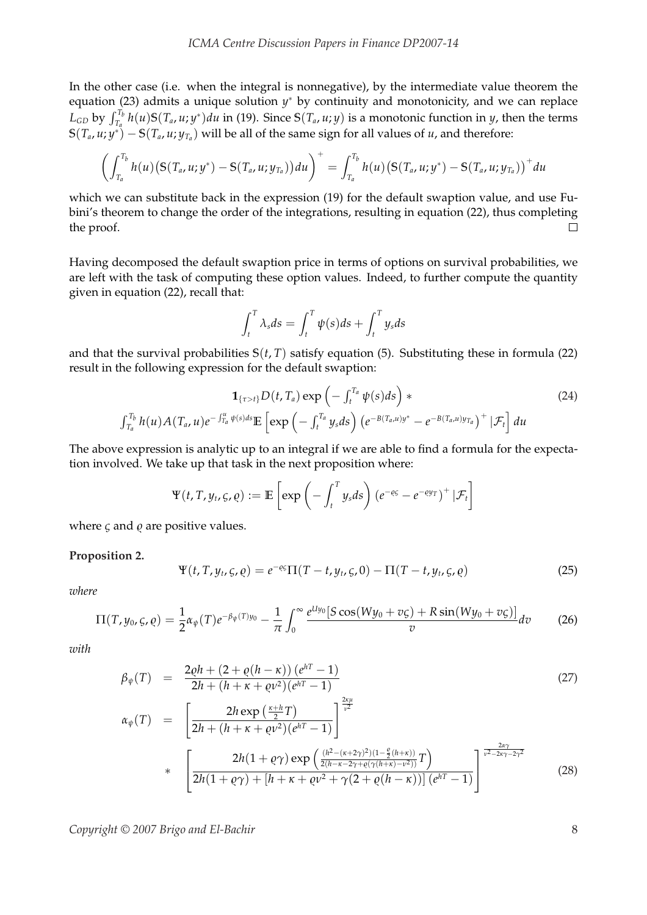In the other case (i.e. when the integral is nonnegative), by the intermediate value theorem the equation (23) admits a unique solution $y^*$ by continuity and monotonicity, and we can replace $L_{GD}$ by $\int_{T_a}^{T_b} h(u)\mathbb{S}(T_a, u; y^*)du$ in (19). Since $\mathbb{S}(T_a, u; y)$ is a monotonic function in $y$, then the terms $\mathbb{S}(T_a, u; y^*) - \mathbb{S}(T_a, u; y_{T_a})$ will be all of the same sign for all values of $u$, and therefore:

$$\left( \int_{T_a}^{T_b} h(u)\big(\mathbb{S}(T_a, u; y^*) - \mathbb{S}(T_a, u; y_{T_a})\big)du \right)^+ = \int_{T_a}^{T_b} h(u)\big(\mathbb{S}(T_a, u; y^*) - \mathbb{S}(T_a, u; y_{T_a})\big)^+ du$$

which we can substitute back in the expression (19) for the default swaption value, and use Fubini's theorem to change the order of the integrations, resulting in equation (22), thus completing the proof. $\square$

Having decomposed the default swaption price in terms of options on survival probabilities, we are left with the task of computing these option values. Indeed, to further compute the quantity given in equation (22), recall that:

$$\int_t^T \lambda_s ds = \int_t^T \psi(s)ds + \int_t^T y_s ds$$

and that the survival probabilities $\mathbb{S}(t, T)$ satisfy equation (5). Substituting these in formula (22) result in the following expression for the default swaption:

$$\mathbf{1}_{\{\tau>t\}} D(t, T_a) \exp\left( -\int_t^{T_a} \psi(s)ds \right) * \tag{24}$$
$$\int_{T_a}^{T_b} h(u) A(T_a, u) e^{-\int_{T_a}^{u} \psi(s)ds} \mathbb{E}\left[ \exp\left( -\int_t^{T_a} y_s ds \right) \left( e^{-B(T_a,u)y^*} - e^{-B(T_a,u)y_{T_a}} \right)^+ | \mathcal{F}_t \right] du$$

The above expression is analytic up to an integral if we are able to find a formula for the expectation involved. We take up that task in the next proposition where:

$$\Psi(t, T, y_t, \varsigma, \varrho) := \mathbb{E}\left[ \exp\left( -\int_t^T y_s ds \right) \left( e^{-\varrho\varsigma} - e^{-\varrho y_T} \right)^+ | \mathcal{F}_t \right]$$

where $\varsigma$ and $\varrho$ are positive values.

**Proposition 2.**

$$\Psi(t, T, y_t, \varsigma, \varrho) = e^{-\varrho\varsigma}\Pi(T - t, y_t, \varsigma, 0) - \Pi(T - t, y_t, \varsigma, \varrho) \tag{25}$$

*where*

$$\Pi(T, y_0, \varsigma, \varrho) = \frac{1}{2}\alpha_\psi(T) e^{-\beta_\psi(T) y_0} - \frac{1}{\pi} \int_0^\infty \frac{e^{U y_0}[S\cos(W y_0 + v\varsigma) + R\sin(W y_0 + v\varsigma)]}{v} dv \tag{26}$$

*with*

$$\beta_\psi(T) = \frac{2\varrho h + (2 + \varrho(h - \kappa))(e^{hT} - 1)}{2h + (h + \kappa + \varrho\nu^2)(e^{hT} - 1)} \tag{27}$$

$$\alpha_\psi(T) = \left[ \frac{2h \exp\left(\frac{\kappa+h}{2}T\right)}{2h + (h + \kappa + \varrho\nu^2)(e^{hT} - 1)} \right]^{\frac{2\kappa\mu}{\nu^2}}$$
$$* \left[ \frac{2h(1 + \varrho\gamma) \exp\left( \frac{(h^2 - (\kappa+2\gamma)^2)(1 - \frac{\varrho}{2}(h+\kappa))}{2(h - \kappa - 2\gamma + \varrho(\gamma(h+\kappa) - \nu^2))} T \right)}{2h(1 + \varrho\gamma) + [h + \kappa + \varrho\nu^2 + \gamma(2 + \varrho(h - \kappa))](e^{hT} - 1)} \right]^{\frac{2\alpha\gamma}{\nu^2 - 2\kappa\gamma - 2\gamma^2}} \tag{28}$$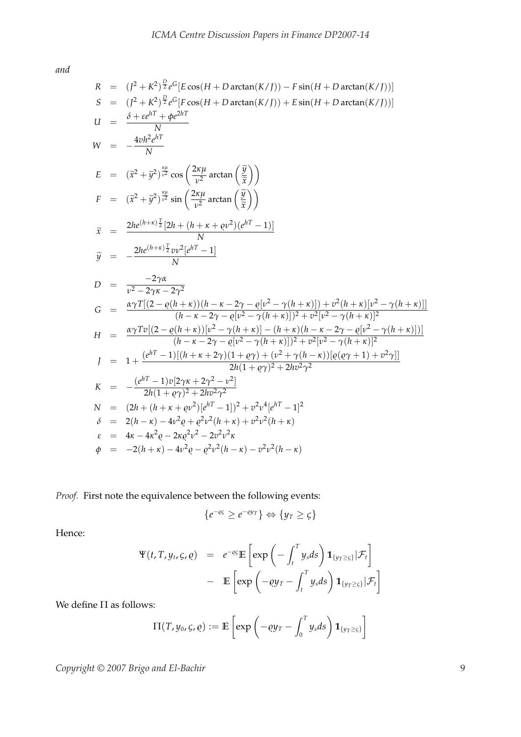*and*

$$
\begin{aligned}
R &= (J^2+K^2)^{\frac{D}{2}} e^{G}[E\cos(H+D\arctan(K/J)) - F\sin(H+D\arctan(K/J))] \\
S &= (J^2+K^2)^{\frac{D}{2}} e^{G}[F\cos(H+D\arctan(K/J)) + E\sin(H+D\arctan(K/J))] \\
U &= \frac{\delta + \varepsilon e^{hT} + \phi e^{2hT}}{N} \\
W &= -\frac{4 v h^2 e^{hT}}{N} \\
E &= (\widetilde{x}^2+\widetilde{y}^2)^{\frac{\kappa\mu}{\nu^2}} \cos\left(\frac{2\kappa\mu}{\nu^2}\arctan\left(\frac{\widetilde{y}}{\widetilde{x}}\right)\right) \\
F &= (\widetilde{x}^2+\widetilde{y}^2)^{\frac{\kappa\mu}{\nu^2}} \sin\left(\frac{2\kappa\mu}{\nu^2}\arctan\left(\frac{\widetilde{y}}{\widetilde{x}}\right)\right) \\
\widetilde{x} &= \frac{2he^{(h+\kappa)\frac{T}{2}}[2h + (h+\kappa+\varrho\nu^2)(e^{hT}-1)]}{N} \\
\widetilde{y} &= -\frac{2he^{(h+\kappa)\frac{T}{2}} v\nu^2[e^{hT}-1]}{N} \\
D &= \frac{-2\gamma\alpha}{\nu^2 - 2\gamma\kappa - 2\gamma^2} \\
G &= \frac{\alpha\gamma T[(2-\varrho(h+\kappa))(h-\kappa-2\gamma-\varrho[\nu^2-\gamma(h+\kappa)]) + v^2(h+\kappa)[\nu^2-\gamma(h+\kappa)]]}{(h-\kappa-2\gamma-\varrho[\nu^2-\gamma(h+\kappa)])^2 + v^2[\nu^2-\gamma(h+\kappa)]^2} \\
H &= \frac{\alpha\gamma T v[(2-\varrho(h+\kappa))[\nu^2-\gamma(h+\kappa)] - (h+\kappa)(h-\kappa-2\gamma-\varrho[\nu^2-\gamma(h+\kappa)])]}{(h-\kappa-2\gamma-\varrho[\nu^2-\gamma(h+\kappa)])^2 + v^2[\nu^2-\gamma(h+\kappa)]^2} \\
J &= 1 + \frac{(e^{hT}-1)[(h+\kappa+2\gamma)(1+\varrho\gamma) + (\nu^2+\gamma(h-\kappa))[\varrho(\varrho\gamma+1)+v^2\gamma]]}{2h(1+\varrho\gamma)^2 + 2hv^2\gamma^2} \\
K &= -\frac{(e^{hT}-1)v[2\gamma\kappa + 2\gamma^2 - \nu^2]}{2h(1+\varrho\gamma)^2 + 2hv^2\gamma^2} \\
N &= (2h + (h+\kappa+\varrho\nu^2)[e^{hT}-1])^2 + v^2\nu^4[e^{hT}-1]^2 \\
\delta &= 2(h-\kappa) - 4\nu^2\varrho + \varrho^2\nu^2(h+\kappa) + v^2\nu^2(h+\kappa) \\
\varepsilon &= 4\kappa - 4\kappa^2\varrho - 2\kappa\varrho^2\nu^2 - 2v^2\nu^2\kappa \\
\phi &= -2(h+\kappa) - 4\nu^2\varrho - \varrho^2\nu^2(h-\kappa) - v^2\nu^2(h-\kappa)
\end{aligned}
$$

*Proof.* First note the equivalence between the following events:

$$\{e^{-\varrho\varsigma} \geq e^{-\varrho y_T}\} \Leftrightarrow \{y_T \geq \varsigma\}$$

Hence:

$$
\begin{aligned}
\Psi(t,T,y_t,\varsigma,\varrho) &= e^{-\varrho\varsigma}\mathbb{E}\left[\exp\left(-\int_t^T y_s ds\right)\mathbf{1}_{\{y_T\geq\varsigma\}}|\mathcal{F}_t\right] \\
&- \mathbb{E}\left[\exp\left(-\varrho y_T - \int_t^T y_s ds\right)\mathbf{1}_{\{y_T\geq\varsigma\}}|\mathcal{F}_t\right]
\end{aligned}
$$

We define $\Pi$ as follows:

$$\Pi(T,y_0,\varsigma,\varrho) := \mathbb{E}\left[\exp\left(-\varrho y_T - \int_0^T y_s ds\right)\mathbf{1}_{\{y_T\geq\varsigma\}}\right]$$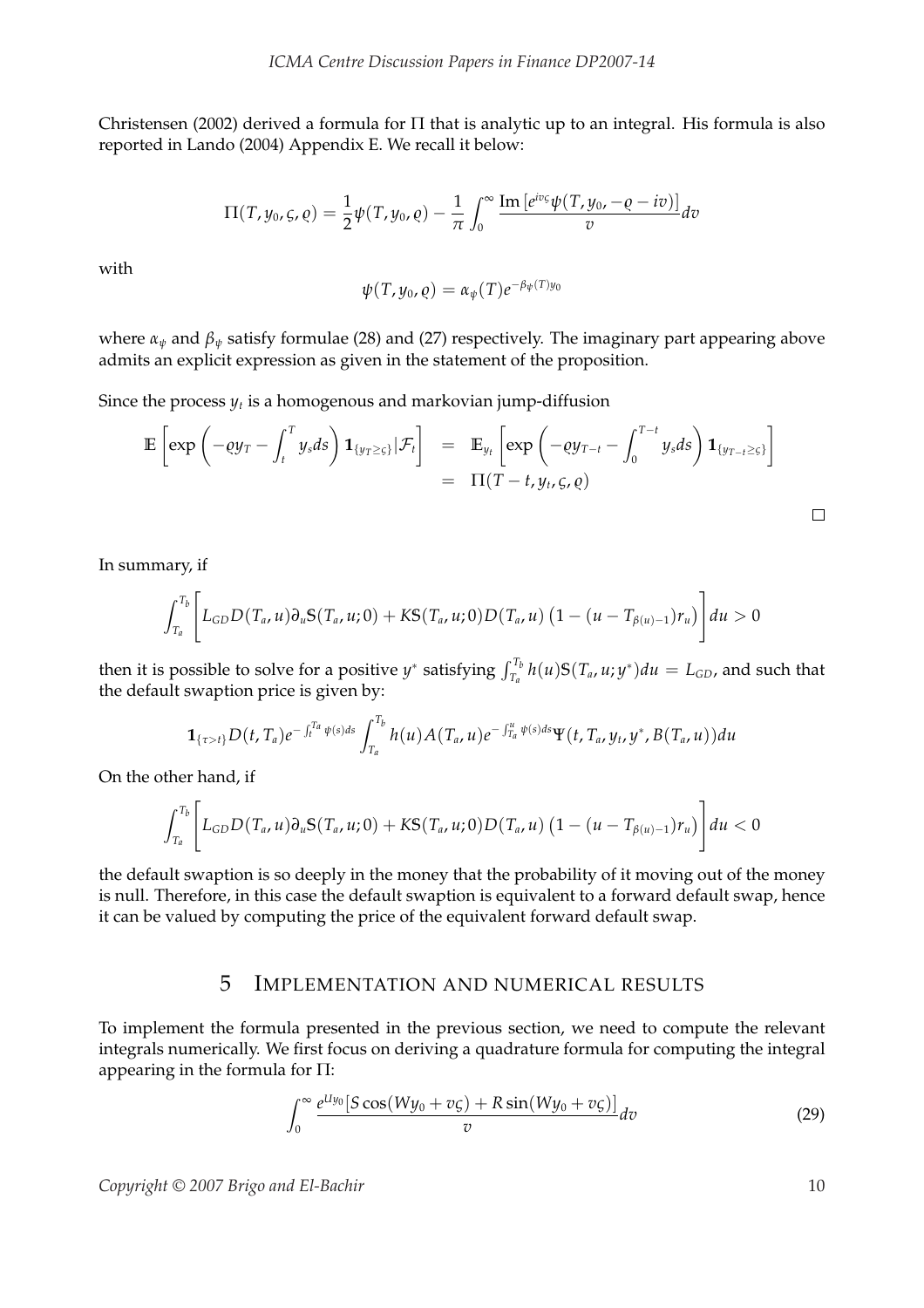Christensen (2002) derived a formula for $\Pi$ that is analytic up to an integral. His formula is also reported in Lando (2004) Appendix E. We recall it below:

$$\Pi(T, y_0, \varsigma, \varrho) = \frac{1}{2}\psi(T, y_0, \varrho) - \frac{1}{\pi}\int_0^\infty \frac{\mathrm{Im}\left[e^{iv\varsigma}\psi(T, y_0, -\varrho - iv)\right]}{v} dv$$

with

$$\psi(T, y_0, \varrho) = \alpha_\psi(T) e^{-\beta_\psi(T) y_0}$$

where $\alpha_\psi$ and $\beta_\psi$ satisfy formulae (28) and (27) respectively. The imaginary part appearing above admits an explicit expression as given in the statement of the proposition.

Since the process $y_t$ is a homogenous and markovian jump-diffusion

$$\begin{aligned}
\mathbb{E}\left[\exp\left(-\varrho y_T - \int_t^T y_s ds\right) \mathbf{1}_{\{y_T \geq \varsigma\}} | \mathcal{F}_t\right] &= \mathbb{E}_{y_t}\left[\exp\left(-\varrho y_{T-t} - \int_0^{T-t} y_s ds\right) \mathbf{1}_{\{y_{T-t} \geq \varsigma\}}\right] \\
&= \Pi(T - t, y_t, \varsigma, \varrho)
\end{aligned}$$

□

In summary, if

$$\int_{T_a}^{T_b} \left[ L_{GD} D(T_a, u) \partial_u \mathbb{S}(T_a, u; 0) + K\mathbb{S}(T_a, u; 0) D(T_a, u)\left(1 - (u - T_{\beta(u)-1}) r_u\right)\right] du > 0$$

then it is possible to solve for a positive $y^*$ satisfying $\int_{T_a}^{T_b} h(u)\mathbb{S}(T_a, u; y^*)du = L_{GD}$, and such that the default swaption price is given by:

$$\mathbf{1}_{\{\tau > t\}} D(t, T_a) e^{-\int_t^{T_a} \psi(s) ds} \int_{T_a}^{T_b} h(u) A(T_a, u) e^{-\int_{T_a}^{u} \psi(s) ds} \Psi(t, T_a, y_t, y^*, B(T_a, u)) du$$

On the other hand, if

$$\int_{T_a}^{T_b} \left[ L_{GD} D(T_a, u) \partial_u \mathbb{S}(T_a, u; 0) + K\mathbb{S}(T_a, u; 0) D(T_a, u)\left(1 - (u - T_{\beta(u)-1}) r_u\right)\right] du < 0$$

the default swaption is so deeply in the money that the probability of it moving out of the money is null. Therefore, in this case the default swaption is equivalent to a forward default swap, hence it can be valued by computing the price of the equivalent forward default swap.

# 5 Implementation and numerical results

To implement the formula presented in the previous section, we need to compute the relevant integrals numerically. We first focus on deriving a quadrature formula for computing the integral appearing in the formula for $\Pi$:

$$\int_0^\infty \frac{e^{Uy_0}[S\cos(Wy_0 + v\varsigma) + R\sin(Wy_0 + v\varsigma)]}{v} dv \tag{29}$$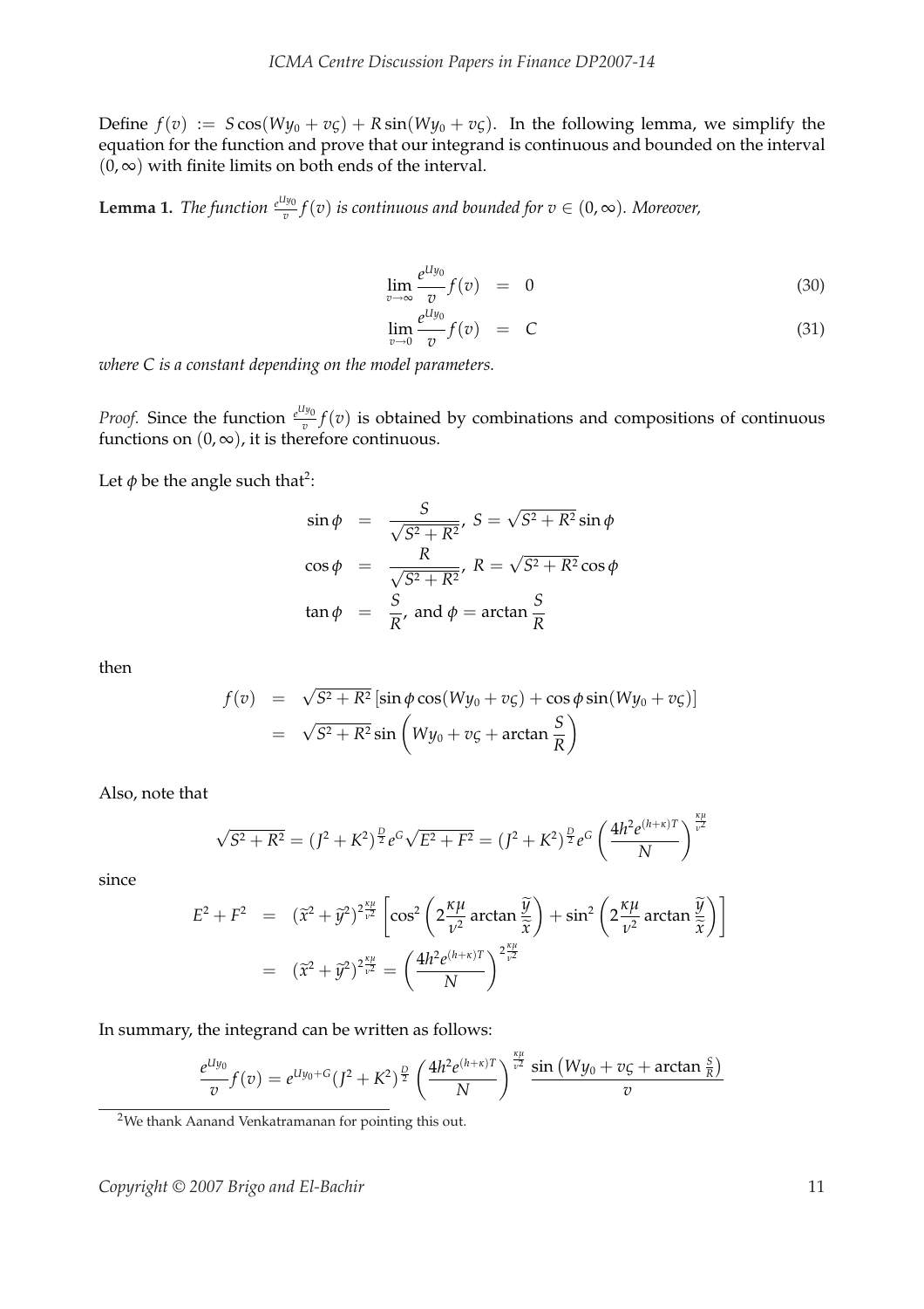Define $f(v) := S\cos(Wy_0 + v\varsigma) + R\sin(Wy_0 + v\varsigma)$. In the following lemma, we simplify the equation for the function and prove that our integrand is continuous and bounded on the interval $(0, \infty)$ with finite limits on both ends of the interval.

**Lemma 1.** *The function $\frac{e^{Uy_0}}{v} f(v)$ is continuous and bounded for $v \in (0, \infty)$. Moreover,*

$$\lim_{v\to\infty} \frac{e^{Uy_0}}{v} f(v) = 0 \tag{30}$$

$$\lim_{v\to 0} \frac{e^{Uy_0}}{v} f(v) = C \tag{31}$$

*where $C$ is a constant depending on the model parameters.*

*Proof.* Since the function $\frac{e^{Uy_0}}{v} f(v)$ is obtained by combinations and compositions of continuous functions on $(0, \infty)$, it is therefore continuous.

Let $\phi$ be the angle such that[2]:

$$\begin{aligned}
\sin\phi &= \frac{S}{\sqrt{S^2 + R^2}},\ S = \sqrt{S^2 + R^2}\sin\phi \\
\cos\phi &= \frac{R}{\sqrt{S^2 + R^2}},\ R = \sqrt{S^2 + R^2}\cos\phi \\
\tan\phi &= \frac{S}{R},\ \text{and } \phi = \arctan\frac{S}{R}
\end{aligned}$$

then

$$\begin{aligned}
f(v) &= \sqrt{S^2 + R^2}\left[\sin\phi\cos(Wy_0 + v\varsigma) + \cos\phi\sin(Wy_0 + v\varsigma)\right] \\
&= \sqrt{S^2 + R^2}\sin\left(Wy_0 + v\varsigma + \arctan\frac{S}{R}\right)
\end{aligned}$$

Also, note that

$$\sqrt{S^2 + R^2} = (J^2 + K^2)^{\frac{D}{2}} e^G \sqrt{E^2 + F^2} = (J^2 + K^2)^{\frac{D}{2}} e^G \left(\frac{4h^2 e^{(h+\kappa)T}}{N}\right)^{\frac{\kappa\mu}{\nu^2}}$$

since

$$\begin{aligned}
E^2 + F^2 &= (\widetilde{x}^2 + \widetilde{y}^2)^{2\frac{\kappa\mu}{\nu^2}}\left[\cos^2\left(2\frac{\kappa\mu}{\nu^2}\arctan\frac{\widetilde{y}}{\widetilde{x}}\right) + \sin^2\left(2\frac{\kappa\mu}{\nu^2}\arctan\frac{\widetilde{y}}{\widetilde{x}}\right)\right] \\
&= (\widetilde{x}^2 + \widetilde{y}^2)^{2\frac{\kappa\mu}{\nu^2}} = \left(\frac{4h^2 e^{(h+\kappa)T}}{N}\right)^{2\frac{\kappa\mu}{\nu^2}}
\end{aligned}$$

In summary, the integrand can be written as follows:

$$\frac{e^{Uy_0}}{v} f(v) = e^{Uy_0 + G}(J^2 + K^2)^{\frac{D}{2}}\left(\frac{4h^2 e^{(h+\kappa)T}}{N}\right)^{\frac{\kappa\mu}{\nu^2}} \frac{\sin\left(Wy_0 + v\varsigma + \arctan\frac{S}{R}\right)}{v}$$

[2] We thank Aanand Venkatramanan for pointing this out.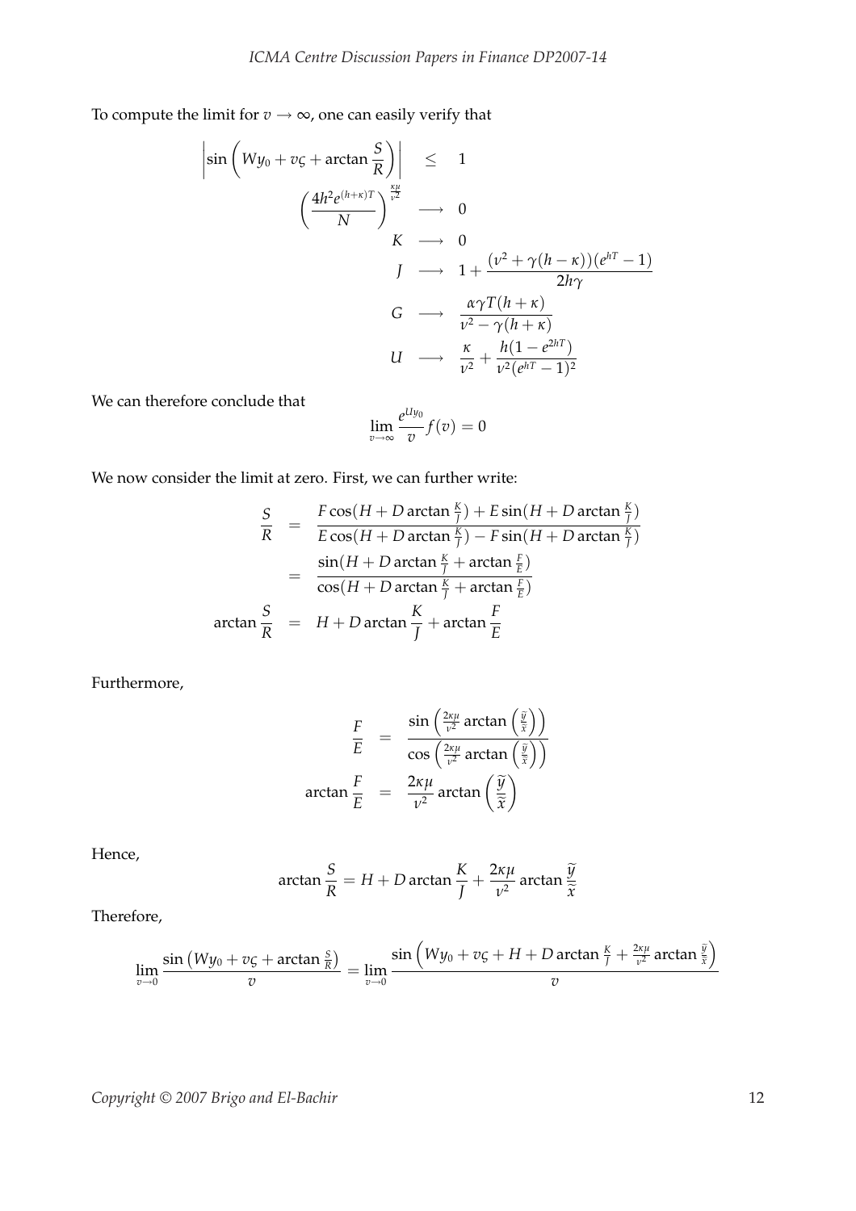To compute the limit for $v \to \infty$, one can easily verify that

$$
\begin{aligned}
\left|\sin\left(Wy_0 + v\varsigma + \arctan\frac{S}{R}\right)\right| &\leq 1 \\
\left(\frac{4h^2 e^{(h+\kappa)T}}{N}\right)^{\frac{\kappa\mu}{\nu^2}} &\longrightarrow 0 \\
K &\longrightarrow 0 \\
J &\longrightarrow 1 + \frac{(\nu^2 + \gamma(h-\kappa))(e^{hT}-1)}{2h\gamma} \\
G &\longrightarrow \frac{\alpha\gamma T(h+\kappa)}{\nu^2 - \gamma(h+\kappa)} \\
U &\longrightarrow \frac{\kappa}{\nu^2} + \frac{h(1-e^{2hT})}{\nu^2(e^{hT}-1)^2}
\end{aligned}
$$

We can therefore conclude that

$$
\lim_{v\to\infty} \frac{e^{Uy_0}}{v} f(v) = 0
$$

We now consider the limit at zero. First, we can further write:

$$
\begin{aligned}
\frac{S}{R} &= \frac{F\cos(H + D\arctan\frac{K}{J}) + E\sin(H + D\arctan\frac{K}{J})}{E\cos(H + D\arctan\frac{K}{J}) - F\sin(H + D\arctan\frac{K}{J})} \\
&= \frac{\sin(H + D\arctan\frac{K}{J} + \arctan\frac{F}{E})}{\cos(H + D\arctan\frac{K}{J} + \arctan\frac{F}{E})} \\
\arctan\frac{S}{R} &= H + D\arctan\frac{K}{J} + \arctan\frac{F}{E}
\end{aligned}
$$

Furthermore,

$$
\begin{aligned}
\frac{F}{E} &= \frac{\sin\left(\frac{2\kappa\mu}{\nu^2}\arctan\left(\frac{\widetilde{y}}{\widetilde{x}}\right)\right)}{\cos\left(\frac{2\kappa\mu}{\nu^2}\arctan\left(\frac{\widetilde{y}}{\widetilde{x}}\right)\right)} \\
\arctan\frac{F}{E} &= \frac{2\kappa\mu}{\nu^2}\arctan\left(\frac{\widetilde{y}}{\widetilde{x}}\right)
\end{aligned}
$$

Hence,

$$
\arctan\frac{S}{R} = H + D\arctan\frac{K}{J} + \frac{2\kappa\mu}{\nu^2}\arctan\frac{\widetilde{y}}{\widetilde{x}}
$$

Therefore,

$$
\lim_{v\to 0}\frac{\sin\left(Wy_0 + v\varsigma + \arctan\frac{S}{R}\right)}{v} = \lim_{v\to 0}\frac{\sin\left(Wy_0 + v\varsigma + H + D\arctan\frac{K}{J} + \frac{2\kappa\mu}{\nu^2}\arctan\frac{\widetilde{y}}{\widetilde{x}}\right)}{v}
$$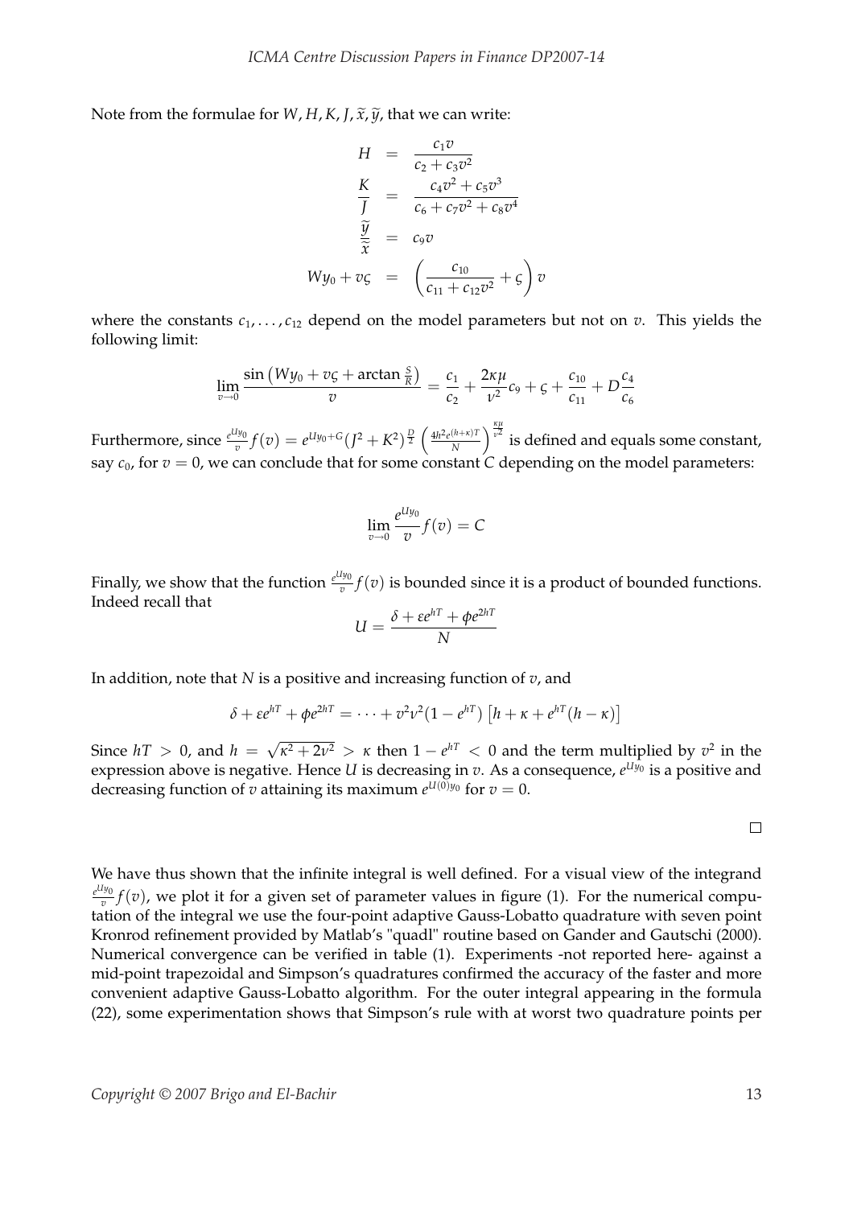Note from the formulae for $W, H, K, J, \widetilde{x}, \widetilde{y}$, that we can write:

$$
\begin{aligned}
H &= \frac{c_1 v}{c_2 + c_3 v^2} \\
\frac{K}{J} &= \frac{c_4 v^2 + c_5 v^3}{c_6 + c_7 v^2 + c_8 v^4} \\
\frac{\widetilde{y}}{\widetilde{x}} &= c_9 v \\
W y_0 + v\varsigma &= \left( \frac{c_{10}}{c_{11} + c_{12} v^2} + \varsigma \right) v
\end{aligned}
$$

where the constants $c_1, \ldots, c_{12}$ depend on the model parameters but not on $v$. This yields the following limit:

$$
\lim_{v \to 0} \frac{\sin\left(W y_0 + v\varsigma + \arctan \frac{S}{R}\right)}{v} = \frac{c_1}{c_2} + \frac{2\kappa\mu}{\nu^2} c_9 + \varsigma + \frac{c_{10}}{c_{11}} + D\frac{c_4}{c_6}
$$

Furthermore, since $\frac{e^{U y_0}}{v} f(v) = e^{U y_0 + G} (J^2 + K^2)^{\frac{D}{2}} \left( \frac{4h^2 e^{(h+\kappa)T}}{N} \right)^{\frac{\kappa\mu}{\nu^2}}$ is defined and equals some constant, say $c_0$, for $v = 0$, we can conclude that for some constant $C$ depending on the model parameters:

$$
\lim_{v \to 0} \frac{e^{U y_0}}{v} f(v) = C
$$

Finally, we show that the function $\frac{e^{U y_0}}{v} f(v)$ is bounded since it is a product of bounded functions. Indeed recall that

$$
U = \frac{\delta + \varepsilon e^{hT} + \phi e^{2hT}}{N}
$$

In addition, note that $N$ is a positive and increasing function of $v$, and

$$
\delta + \varepsilon e^{hT} + \phi e^{2hT} = \cdots + v^2 \nu^2 (1 - e^{hT}) \left[ h + \kappa + e^{hT}(h - \kappa) \right]
$$

Since $hT > 0$, and $h = \sqrt{\kappa^2 + 2\nu^2} > \kappa$ then $1 - e^{hT} < 0$ and the term multiplied by $v^2$ in the expression above is negative. Hence $U$ is decreasing in $v$. As a consequence, $e^{U y_0}$ is a positive and decreasing function of $v$ attaining its maximum $e^{U(0) y_0}$ for $v = 0$.

□

We have thus shown that the infinite integral is well defined. For a visual view of the integrand $\frac{e^{U y_0}}{v} f(v)$, we plot it for a given set of parameter values in figure (1). For the numerical computation of the integral we use the four-point adaptive Gauss-Lobatto quadrature with seven point Kronrod refinement provided by Matlab's "quadl" routine based on Gander and Gautschi (2000). Numerical convergence can be verified in table (1). Experiments -not reported here- against a mid-point trapezoidal and Simpson's quadratures confirmed the accuracy of the faster and more convenient adaptive Gauss-Lobatto algorithm. For the outer integral appearing in the formula (22), some experimentation shows that Simpson's rule with at worst two quadrature points per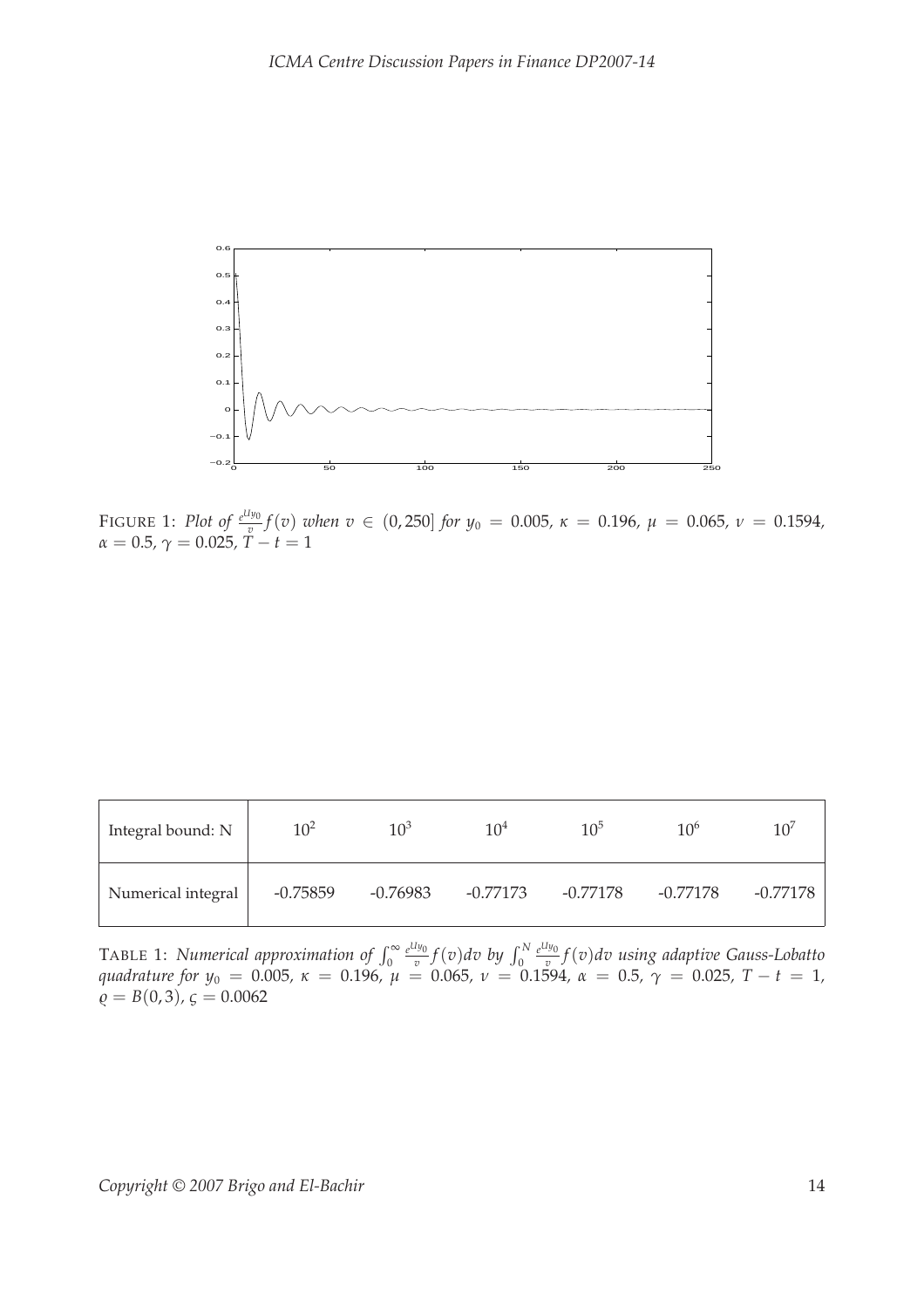FIGURE 1: *Plot of* $\frac{e^{Uy_0}}{v} f(v)$ *when* $v \in (0, 250]$ *for* $y_0 = 0.005$, $\kappa = 0.196$, $\mu = 0.065$, $\nu = 0.1594$, $\alpha = 0.5$, $\gamma = 0.025$, $T - t = 1$

| Integral bound: N | $10^2$ | $10^3$ | $10^4$ | $10^5$ | $10^6$ | $10^7$ |
|---|---|---|---|---|---|---|
| Numerical integral | -0.75859 | -0.76983 | -0.77173 | -0.77178 | -0.77178 | -0.77178 |

TABLE 1: *Numerical approximation of* $\int_0^\infty \frac{e^{Uy_0}}{v} f(v)dv$ *by* $\int_0^N \frac{e^{Uy_0}}{v} f(v)dv$ *using adaptive Gauss-Lobatto quadrature for* $y_0 = 0.005$, $\kappa = 0.196$, $\mu = 0.065$, $\nu = 0.1594$, $\alpha = 0.5$, $\gamma = 0.025$, $T - t = 1$, $\varrho = B(0, 3)$, $\varsigma = 0.0062$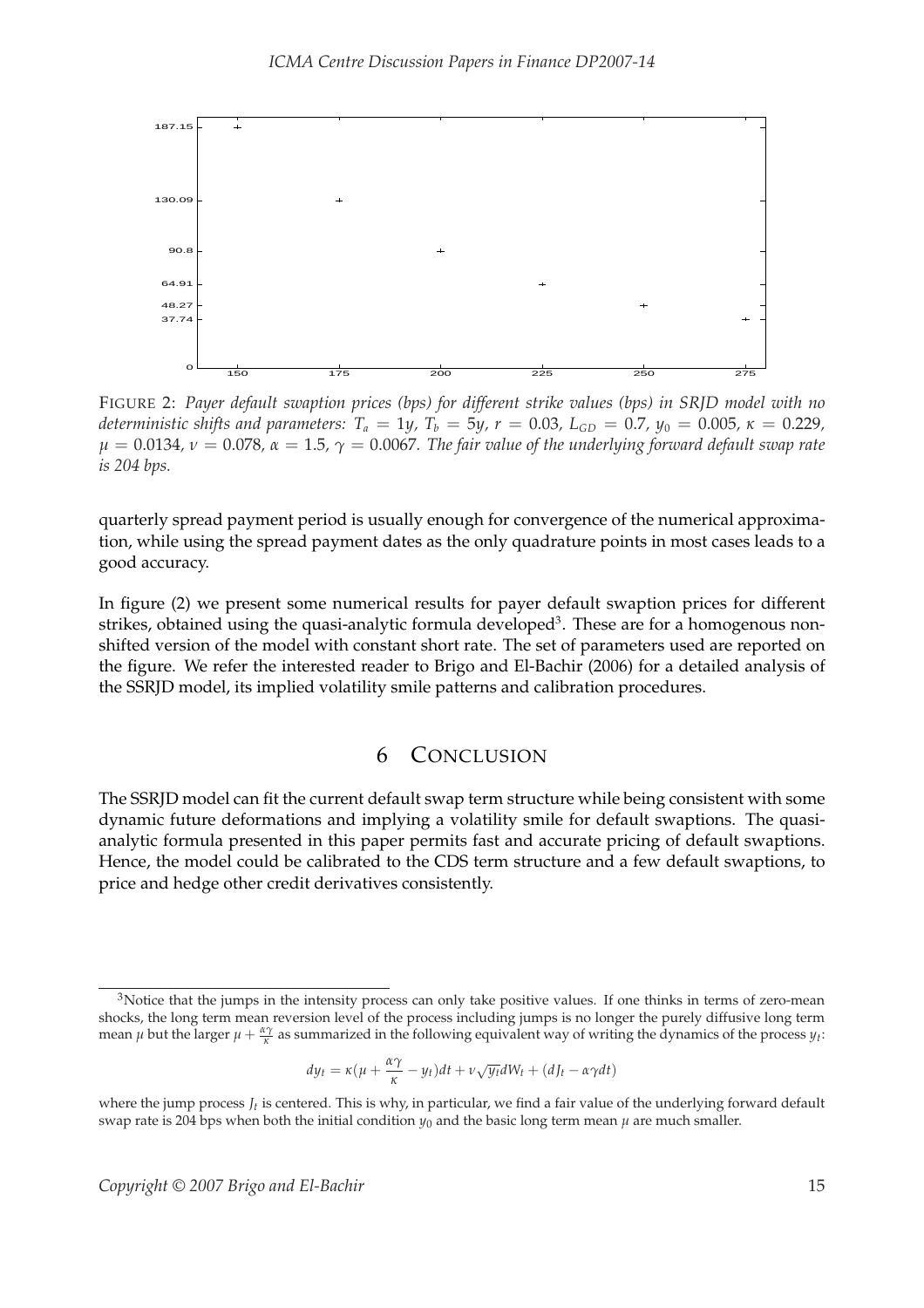FIGURE 2: *Payer default swaption prices (bps) for different strike values (bps) in SRJD model with no deterministic shifts and parameters: $T_a = 1y$, $T_b = 5y$, $r = 0.03$, $L_{GD} = 0.7$, $y_0 = 0.005$, $\kappa = 0.229$, $\mu = 0.0134$, $\nu = 0.078$, $\alpha = 1.5$, $\gamma = 0.0067$. The fair value of the underlying forward default swap rate is 204 bps.*

quarterly spread payment period is usually enough for convergence of the numerical approximation, while using the spread payment dates as the only quadrature points in most cases leads to a good accuracy.

In figure (2) we present some numerical results for payer default swaption prices for different strikes, obtained using the quasi-analytic formula developed[3]. These are for a homogenous non-shifted version of the model with constant short rate. The set of parameters used are reported on the figure. We refer the interested reader to Brigo and El-Bachir (2006) for a detailed analysis of the SSRJD model, its implied volatility smile patterns and calibration procedures.

# 6 CONCLUSION

The SSRJD model can fit the current default swap term structure while being consistent with some dynamic future deformations and implying a volatility smile for default swaptions. The quasi-analytic formula presented in this paper permits fast and accurate pricing of default swaptions. Hence, the model could be calibrated to the CDS term structure and a few default swaptions, to price and hedge other credit derivatives consistently.

---

[3]Notice that the jumps in the intensity process can only take positive values. If one thinks in terms of zero-mean shocks, the long term mean reversion level of the process including jumps is no longer the purely diffusive long term mean $\mu$ but the larger $\mu + \frac{\alpha\gamma}{\kappa}$ as summarized in the following equivalent way of writing the dynamics of the process $y_t$:

$$dy_t = \kappa(\mu + \frac{\alpha\gamma}{\kappa} - y_t)dt + \nu\sqrt{y_t}dW_t + (dJ_t - \alpha\gamma dt)$$

where the jump process $J_t$ is centered. This is why, in particular, we find a fair value of the underlying forward default swap rate is 204 bps when both the initial condition $y_0$ and the basic long term mean $\mu$ are much smaller.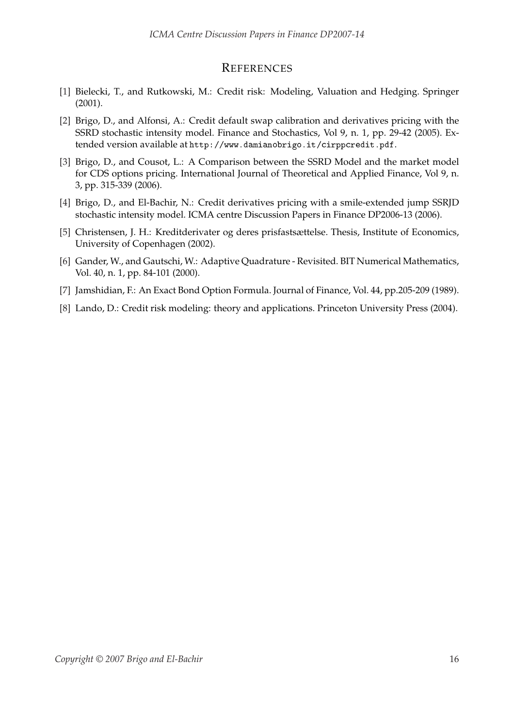# References

[1] Bielecki, T., and Rutkowski, M.: Credit risk: Modeling, Valuation and Hedging. Springer (2001).

[2] Brigo, D., and Alfonsi, A.: Credit default swap calibration and derivatives pricing with the SSRD stochastic intensity model. Finance and Stochastics, Vol 9, n. 1, pp. 29-42 (2005). Extended version available at `http://www.damianobrigo.it/cirppcredit.pdf`.

[3] Brigo, D., and Cousot, L.: A Comparison between the SSRD Model and the market model for CDS options pricing. International Journal of Theoretical and Applied Finance, Vol 9, n. 3, pp. 315-339 (2006).

[4] Brigo, D., and El-Bachir, N.: Credit derivatives pricing with a smile-extended jump SSRJD stochastic intensity model. ICMA centre Discussion Papers in Finance DP2006-13 (2006).

[5] Christensen, J. H.: Kreditderivater og deres prisfastsættelse. Thesis, Institute of Economics, University of Copenhagen (2002).

[6] Gander, W., and Gautschi, W.: Adaptive Quadrature - Revisited. BIT Numerical Mathematics, Vol. 40, n. 1, pp. 84-101 (2000).

[7] Jamshidian, F.: An Exact Bond Option Formula. Journal of Finance, Vol. 44, pp.205-209 (1989).

[8] Lando, D.: Credit risk modeling: theory and applications. Princeton University Press (2004).